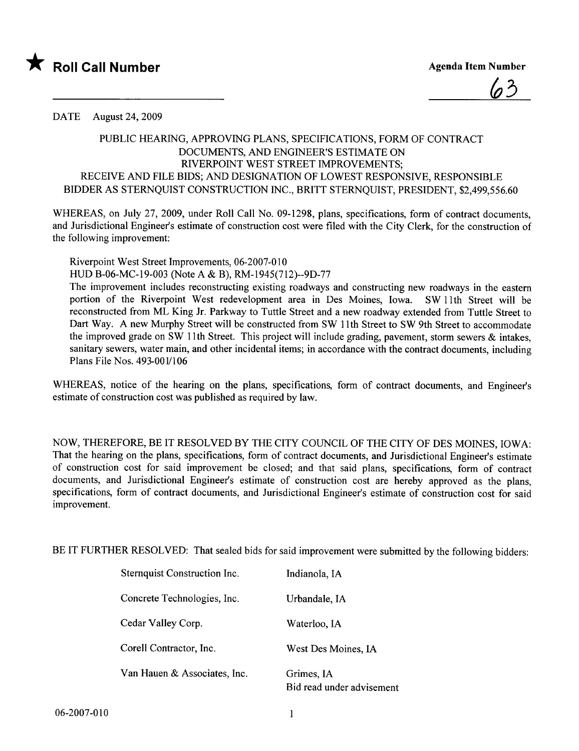★ **Roll Call Number**

**Agenda Item Number**

63

DATE August 24, 2009

PUBLIC HEARING, APPROVING PLANS, SPECIFICATIONS, FORM OF CONTRACT DOCUMENTS, AND ENGINEER'S ESTIMATE ON RIVERPOINT WEST STREET IMPROVEMENTS; RECEIVE AND FILE BIDS; AND DESIGNATION OF LOWEST RESPONSIVE, RESPONSIBLE BIDDER AS STERNQUIST CONSTRUCTION INC., BRITT STERNQUIST, PRESIDENT, $2,499,556.60

WHEREAS, on July 27, 2009, under Roll Call No. 09-1298, plans, specifications, form of contract documents, and Jurisdictional Engineer's estimate of construction cost were filed with the City Clerk, for the construction of the following improvement:

Riverpoint West Street Improvements, 06-2007-010
HUD B-06-MC-19-003 (Note A & B), RM-1945(712)--9D-77
The improvement includes reconstructing existing roadways and constructing new roadways in the eastern portion of the Riverpoint West redevelopment area in Des Moines, Iowa. SW 11th Street will be reconstructed from ML King Jr. Parkway to Tuttle Street and a new roadway extended from Tuttle Street to Dart Way. A new Murphy Street will be constructed from SW 11th Street to SW 9th Street to accommodate the improved grade on SW 11th Street. This project will include grading, pavement, storm sewers & intakes, sanitary sewers, water main, and other incidental items; in accordance with the contract documents, including Plans File Nos. 493-001/106

WHEREAS, notice of the hearing on the plans, specifications, form of contract documents, and Engineer's estimate of construction cost was published as required by law.

NOW, THEREFORE, BE IT RESOLVED BY THE CITY COUNCIL OF THE CITY OF DES MOINES, IOWA: That the hearing on the plans, specifications, form of contract documents, and Jurisdictional Engineer's estimate of construction cost for said improvement be closed; and that said plans, specifications, form of contract documents, and Jurisdictional Engineer's estimate of construction cost are hereby approved as the plans, specifications, form of contract documents, and Jurisdictional Engineer's estimate of construction cost for said improvement.

BE IT FURTHER RESOLVED: That sealed bids for said improvement were submitted by the following bidders:

| | |
|---|---|
| Sternquist Construction Inc. | Indianola, IA |
| Concrete Technologies, Inc. | Urbandale, IA |
| Cedar Valley Corp. | Waterloo, IA |
| Corell Contractor, Inc. | West Des Moines, IA |
| Van Hauen & Associates, Inc. | Grimes, IA<br>Bid read under advisement |

06-2007-010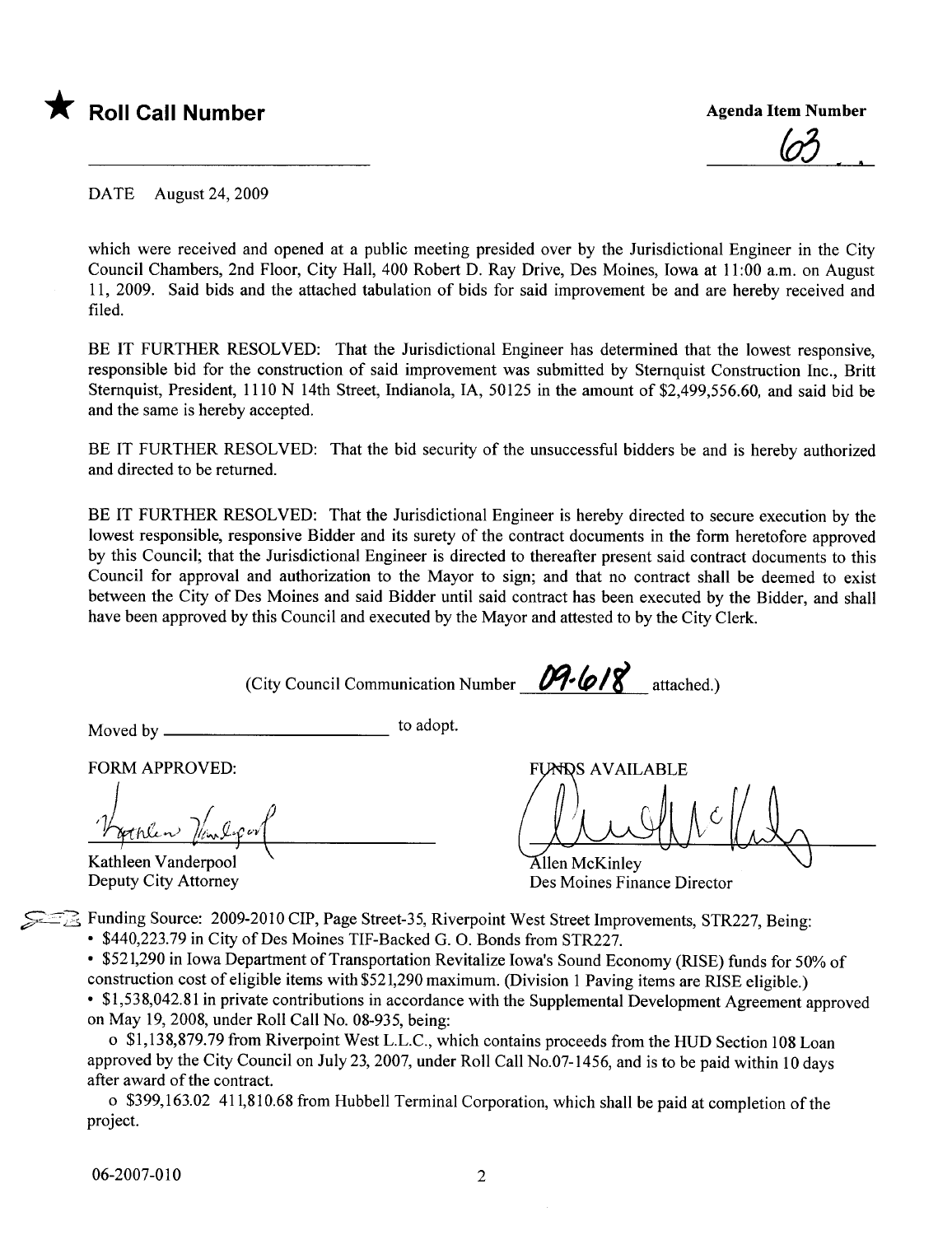★ **Roll Call Number**

**Agenda Item Number**

63

DATE August 24, 2009

which were received and opened at a public meeting presided over by the Jurisdictional Engineer in the City Council Chambers, 2nd Floor, City Hall, 400 Robert D. Ray Drive, Des Moines, Iowa at 11:00 a.m. on August 11, 2009. Said bids and the attached tabulation of bids for said improvement be and are hereby received and filed.

BE IT FURTHER RESOLVED: That the Jurisdictional Engineer has determined that the lowest responsive, responsible bid for the construction of said improvement was submitted by Sternquist Construction Inc., Britt Sternquist, President, 1110 N 14th Street, Indianola, IA, 50125 in the amount of $2,499,556.60, and said bid be and the same is hereby accepted.

BE IT FURTHER RESOLVED: That the bid security of the unsuccessful bidders be and is hereby authorized and directed to be returned.

BE IT FURTHER RESOLVED: That the Jurisdictional Engineer is hereby directed to secure execution by the lowest responsible, responsive Bidder and its surety of the contract documents in the form heretofore approved by this Council; that the Jurisdictional Engineer is directed to thereafter present said contract documents to this Council for approval and authorization to the Mayor to sign; and that no contract shall be deemed to exist between the City of Des Moines and said Bidder until said contract has been executed by the Bidder, and shall have been approved by this Council and executed by the Mayor and attested to by the City Clerk.

(City Council Communication Number 09-618 attached.)

Moved by ________________________ to adopt.

FORM APPROVED:

Kathleen Vanderpool
Deputy City Attorney

FUNDS AVAILABLE

Allen McKinley
Des Moines Finance Director

Funding Source: 2009-2010 CIP, Page Street-35, Riverpoint West Street Improvements, STR227, Being:

- $440,223.79 in City of Des Moines TIF-Backed G. O. Bonds from STR227.
- $521,290 in Iowa Department of Transportation Revitalize Iowa's Sound Economy (RISE) funds for 50% of construction cost of eligible items with $521,290 maximum. (Division 1 Paving items are RISE eligible.)
- $1,538,042.81 in private contributions in accordance with the Supplemental Development Agreement approved on May 19, 2008, under Roll Call No. 08-935, being:
  - o $1,138,879.79 from Riverpoint West L.L.C., which contains proceeds from the HUD Section 108 Loan approved by the City Council on July 23, 2007, under Roll Call No.07-1456, and is to be paid within 10 days after award of the contract.
  - o $399,163.02 411,810.68 from Hubbell Terminal Corporation, which shall be paid at completion of the project.

06-2007-010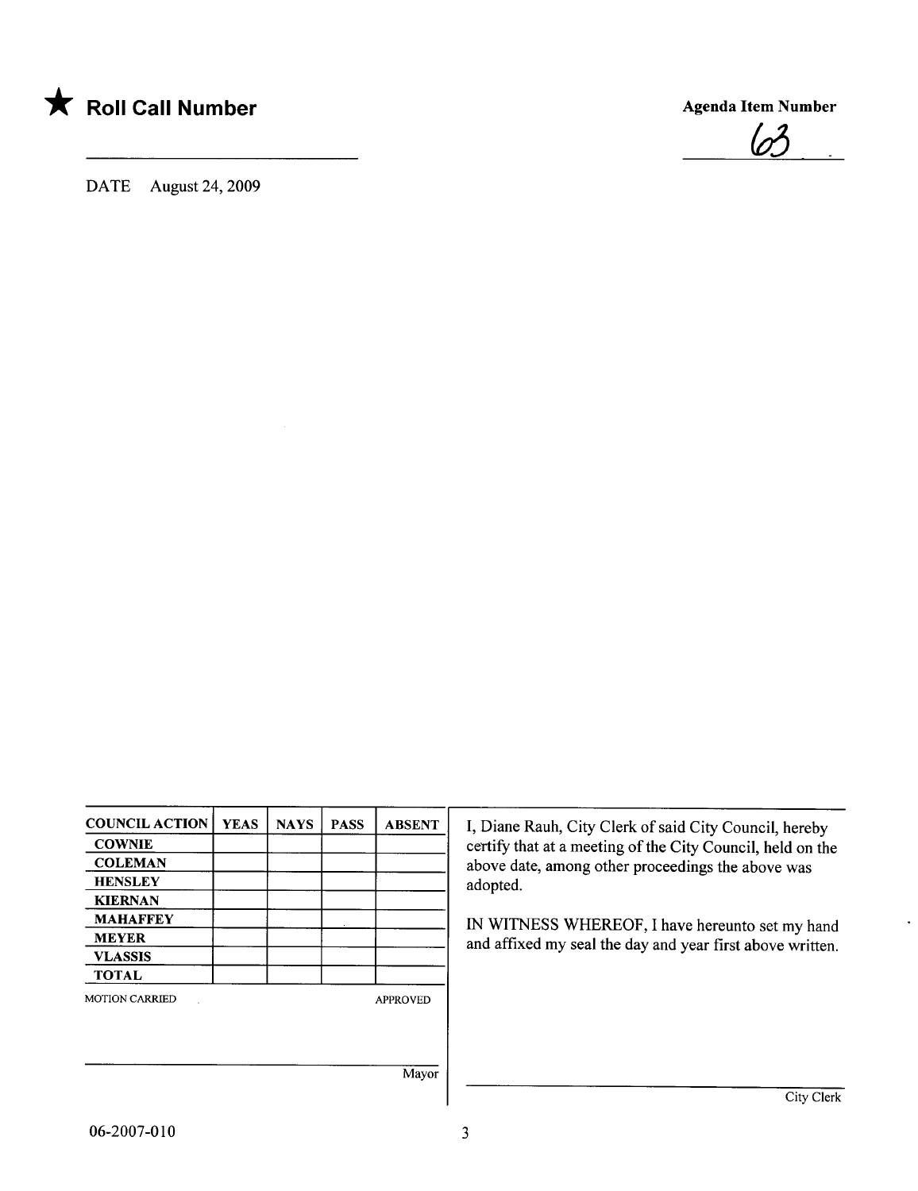★ **Roll Call Number**

**Agenda Item Number**

63

DATE August 24, 2009

| COUNCIL ACTION | YEAS | NAYS | PASS | ABSENT |
|---|---|---|---|---|
| COWNIE | | | | |
| COLEMAN | | | | |
| HENSLEY | | | | |
| KIERNAN | | | | |
| MAHAFFEY | | | | |
| MEYER | | | | |
| VLASSIS | | | | |
| TOTAL | | | | |

MOTION CARRIED APPROVED

Mayor

I, Diane Rauh, City Clerk of said City Council, hereby certify that at a meeting of the City Council, held on the above date, among other proceedings the above was adopted.

IN WITNESS WHEREOF, I have hereunto set my hand and affixed my seal the day and year first above written.

City Clerk

06-2007-010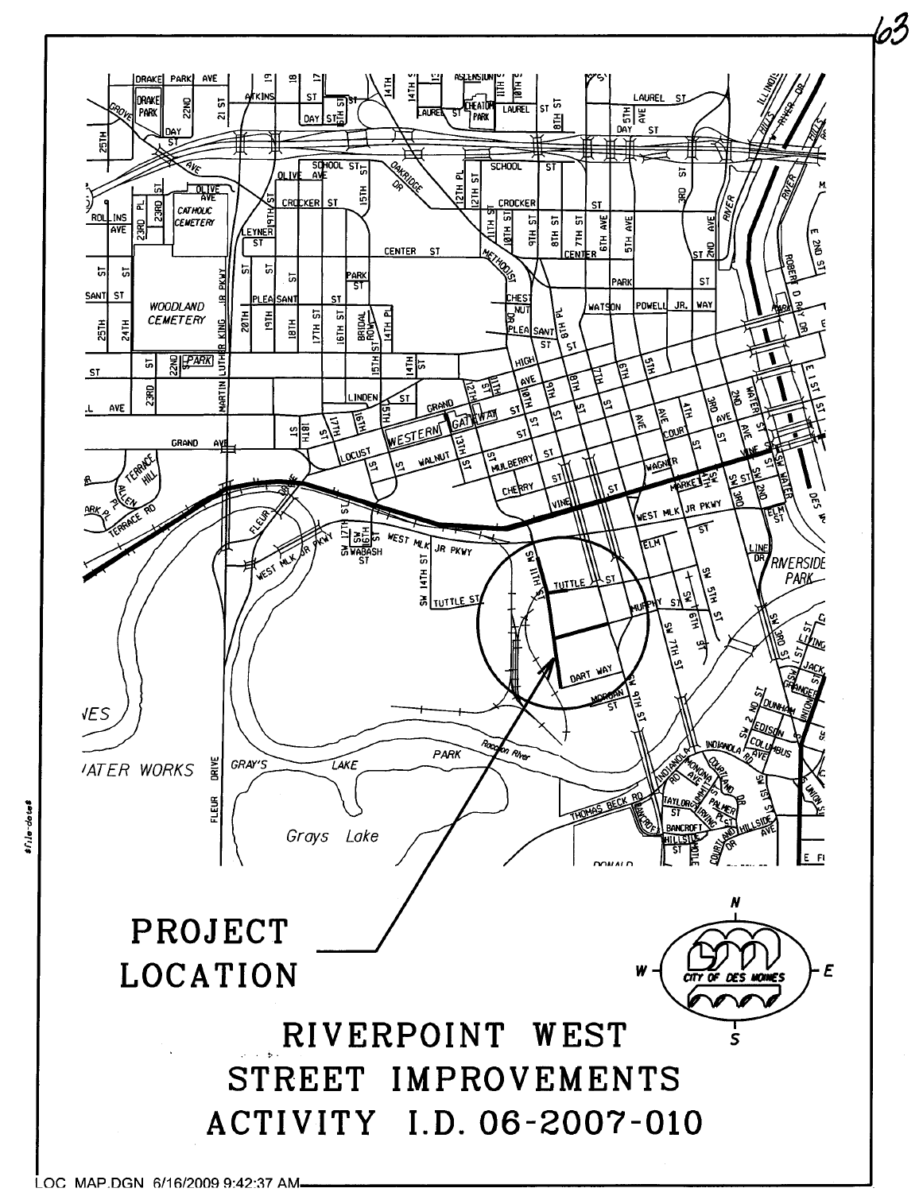PROJECT LOCATION

# RIVERPOINT WEST STREET IMPROVEMENTS ACTIVITY I.D. 06-2007-010

LOC MAP.DGN 6/16/2009 9:42:37 AM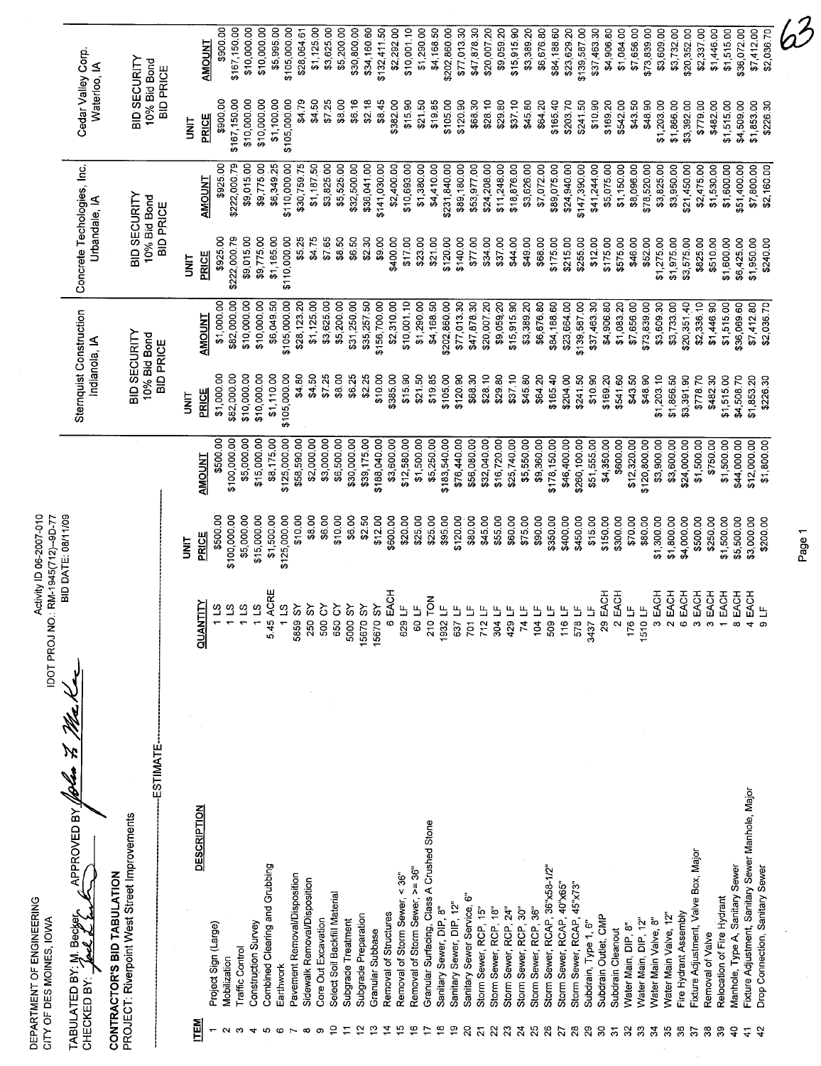DEPARTMENT OF ENGINEERING
CITY OF DES MOINES, IOWA

Activity ID 06-2007-010
IDOT PROJ NO: RM-1945(712)--9D-77
BID DATE: 08/11/09

TABULATED BY: M. Becker APPROVED BY *[signature]*
CHECKED BY: *[signature]*

63

## CONTRACTOR'S BID TABULATION

PROJECT: Riverpoint West Street Improvements

| ITEM | DESCRIPTION | QUANTITY | ESTIMATE UNIT PRICE | ESTIMATE AMOUNT | Sternquist Construction, Indianola, IA — BID SECURITY 10% Bid Bond BID PRICE UNIT PRICE | Sternquist Construction AMOUNT | Concrete Techologies, Inc., Urbandale, IA — BID SECURITY 10% Bid Bond BID PRICE UNIT PRICE | Concrete Techologies, Inc. AMOUNT | Cedar Valley Corp., Waterloo, IA — BID SECURITY 10% Bid Bond BID PRICE UNIT PRICE | Cedar Valley Corp. AMOUNT |
|---|---|---|---|---|---|---|---|---|---|---|
| 1 | Project Sign (Large) | 1 LS | $500.00 | $500.00 | $1,000.00 | $1,000.00 | $925.00 | $925.00 | $900.00 | $900.00 |
| 2 | Mobilization | 1 LS | $100,000.00 | $100,000.00 | $82,000.00 | $82,000.00 | $222,000.79 | $222,000.79 | $167,150.00 | $167,150.00 |
| 3 | Traffic Control | 1 LS | $5,000.00 | $5,000.00 | $10,000.00 | $10,000.00 | $9,015.00 | $9,015.00 | $10,000.00 | $10,000.00 |
| 4 | Construction Survey | 1 LS | $15,000.00 | $15,000.00 | $10,000.00 | $10,000.00 | $9,775.00 | $9,775.00 | $10,000.00 | $10,000.00 |
| 5 | Combined Clearing and Grubbing | 5.45 ACRE | $1,500.00 | $8,175.00 | $1,110.00 | $6,049.50 | $1,165.00 | $6,349.25 | $1,100.00 | $5,995.00 |
| 6 | Earthwork | 1 LS | $125,000.00 | $125,000.00 | $105,000.00 | $105,000.00 | $110,000.00 | $110,000.00 | $105,000.00 | $105,000.00 |
| 7 | Pavement Removal/Disposition | 5859 SY | $10.00 | $58,590.00 | $4.80 | $28,123.20 | $5.25 | $30,759.75 | $4.79 | $28,064.61 |
| 8 | Sidewalk Removal/Disposition | 250 SY | $8.00 | $2,000.00 | $4.50 | $1,125.00 | $4.75 | $1,187.50 | $4.50 | $1,125.00 |
| 9 | Core Out Excavation | 500 CY | $6.00 | $3,000.00 | $7.25 | $3,625.00 | $7.65 | $3,825.00 | $7.25 | $3,625.00 |
| 10 | Select Soil Backfill Material | 650 CY | $10.00 | $6,500.00 | $8.00 | $5,200.00 | $8.50 | $5,525.00 | $8.00 | $5,200.00 |
| 11 | Subgrade Treatment | 5000 SY | $6.00 | $30,000.00 | $6.25 | $31,250.00 | $6.50 | $32,500.00 | $6.16 | $30,800.00 |
| 12 | Subgrade Preparation | 15670 SY | $2.50 | $39,175.00 | $2.25 | $35,257.50 | $2.30 | $36,041.00 | $2.18 | $34,160.60 |
| 13 | Granular Subbase | 15670 SY | $12.00 | $188,040.00 | $10.00 | $156,700.00 | $9.00 | $141,030.00 | $8.45 | $132,411.50 |
| 14 | Removal of Structures | 6 EACH | $600.00 | $3,600.00 | $385.00 | $2,310.00 | $400.00 | $2,400.00 | $382.00 | $2,292.00 |
| 15 | Removal of Storm Sewer, < 36" | 629 LF | $20.00 | $12,580.00 | $15.90 | $10,001.10 | $17.00 | $10,693.00 | $15.90 | $10,001.10 |
| 16 | Removal of Storm Sewer, >= 36" | 60 LF | $25.00 | $1,500.00 | $21.50 | $1,290.00 | $23.00 | $1,380.00 | $21.50 | $1,290.00 |
| 17 | Granular Surfacing, Class A Crushed Stone | 210 TON | $25.00 | $5,250.00 | $19.85 | $4,168.50 | $21.00 | $4,410.00 | $19.85 | $4,168.50 |
| 18 | Sanitary Sewer, DIP, 8" | 1932 LF | $95.00 | $183,540.00 | $105.00 | $202,860.00 | $120.00 | $231,840.00 | $105.00 | $202,860.00 |
| 19 | Sanitary Sewer, DIP, 12" | 637 LF | $120.00 | $76,440.00 | $120.90 | $77,013.30 | $140.00 | $89,180.00 | $120.90 | $77,013.30 |
| 20 | Sanitary Sewer Service, 6" | 701 LF | $80.00 | $56,080.00 | $68.30 | $47,878.30 | $77.00 | $53,977.00 | $68.30 | $47,878.30 |
| 21 | Storm Sewer, RCP, 15" | 712 LF | $45.00 | $32,040.00 | $28.10 | $20,007.20 | $34.00 | $24,208.00 | $28.10 | $20,007.20 |
| 22 | Storm Sewer, RCP, 18" | 304 LF | $55.00 | $16,720.00 | $29.80 | $9,059.20 | $37.00 | $11,248.00 | $29.80 | $9,059.20 |
| 23 | Storm Sewer, RCP, 24" | 429 LF | $60.00 | $25,740.00 | $37.10 | $15,915.90 | $44.00 | $18,876.00 | $37.10 | $15,915.90 |
| 24 | Storm Sewer, RCP, 30" | 74 LF | $75.00 | $5,550.00 | $45.80 | $3,389.20 | $49.00 | $3,626.00 | $45.80 | $3,389.20 |
| 25 | Storm Sewer, RCP, 36" | 104 LF | $90.00 | $9,360.00 | $64.20 | $6,676.80 | $68.00 | $7,072.00 | $64.20 | $6,676.80 |
| 26 | Storm Sewer, RCAP, 36"x58-1/2" | 509 LF | $350.00 | $178,150.00 | $165.40 | $84,188.60 | $175.00 | $89,075.00 | $165.40 | $84,188.60 |
| 27 | Storm Sewer, RCAP, 40"X65" | 116 LF | $400.00 | $46,400.00 | $204.00 | $23,664.00 | $215.00 | $24,940.00 | $203.70 | $23,629.20 |
| 28 | Storm Sewer, RCAP, 45"X73" | 578 LF | $450.00 | $260,100.00 | $241.50 | $139,587.00 | $255.00 | $147,390.00 | $241.50 | $139,587.00 |
| 29 | Subdrain, Type 1, 6" | 3437 LF | $15.00 | $51,555.00 | $10.90 | $37,463.30 | $12.00 | $41,244.00 | $10.90 | $37,463.30 |
| 30 | Subdrain Outlet, CMP | 29 EACH | $150.00 | $4,350.00 | $169.20 | $4,906.80 | $175.00 | $5,075.00 | $169.20 | $4,906.80 |
| 31 | Subdrain Cleanout | 2 EACH | $300.00 | $600.00 | $541.60 | $1,083.20 | $575.00 | $1,150.00 | $542.00 | $1,084.00 |
| 32 | Water Main, DIP, 8" | 176 LF | $70.00 | $12,320.00 | $43.50 | $7,656.00 | $46.00 | $8,096.00 | $43.50 | $7,656.00 |
| 33 | Water Main, DIP, 12" | 1510 LF | $80.00 | $120,800.00 | $48.90 | $73,839.00 | $52.00 | $78,520.00 | $48.90 | $73,839.00 |
| 34 | Water Main Valve, 8" | 3 EACH | $1,300.00 | $3,900.00 | $1,203.10 | $3,609.30 | $1,275.00 | $3,825.00 | $1,203.00 | $3,609.00 |
| 35 | Water Main Valve, 12" | 2 EACH | $1,800.00 | $3,600.00 | $1,866.50 | $3,733.00 | $1,975.00 | $3,950.00 | $1,866.00 | $3,732.00 |
| 36 | Fire Hydrant Assembly | 6 EACH | $4,000.00 | $24,000.00 | $3,391.90 | $20,351.40 | $3,575.00 | $21,450.00 | $3,392.00 | $20,352.00 |
| 37 | Fixture Adjustment, Valve Box, Major | 3 EACH | $500.00 | $1,500.00 | $778.70 | $2,336.10 | $825.00 | $2,475.00 | $779.00 | $2,337.00 |
| 38 | Removal of Valve | 3 EACH | $250.00 | $750.00 | $482.30 | $1,446.90 | $510.00 | $1,530.00 | $482.00 | $1,446.00 |
| 39 | Relocation of Fire Hydrant | 1 EACH | $1,500.00 | $1,500.00 | $1,515.00 | $1,515.00 | $1,600.00 | $1,600.00 | $1,515.00 | $1,515.00 |
| 40 | Manhole, Type A, Sanitary Sewer | 8 EACH | $5,500.00 | $44,000.00 | $4,508.70 | $36,069.60 | $6,425.00 | $51,400.00 | $4,509.00 | $36,072.00 |
| 41 | Fixture Adjustment, Sanitary Sewer Manhole, Major | 4 EACH | $3,000.00 | $12,000.00 | $1,853.20 | $7,412.80 | $1,950.00 | $7,800.00 | $1,853.00 | $7,412.00 |
| 42 | Drop Connection, Sanitary Sewer | 9 LF | $200.00 | $1,800.00 | $226.30 | $2,036.70 | $240.00 | $2,160.00 | $226.30 | $2,036.70 |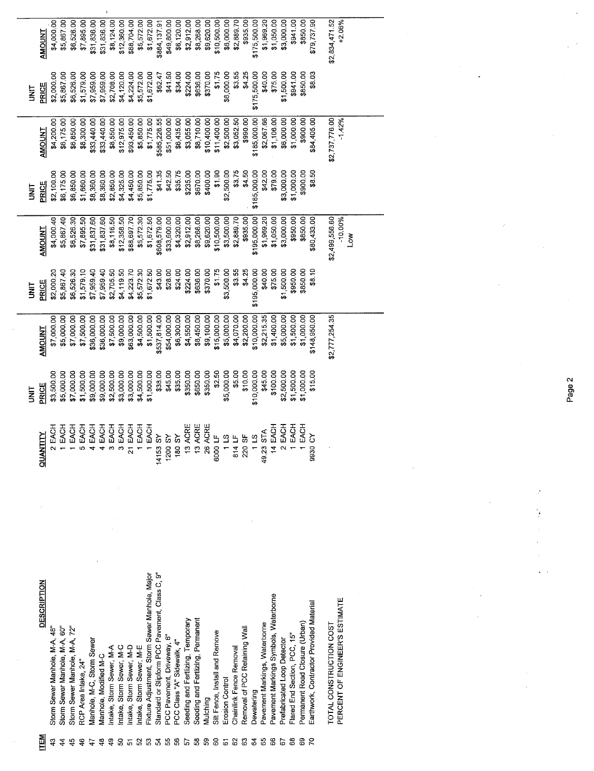| ITEM | DESCRIPTION | QUANTITY | UNIT PRICE | AMOUNT | UNIT PRICE | AMOUNT | UNIT PRICE | AMOUNT | UNIT PRICE | AMOUNT |
|---|---|---|---|---|---|---|---|---|---|---|
| 43 | Storm Sewer Manhole, M-A, 48" | 2 EACH | $3,500.00 | $7,000.00 | $2,000.20 | $4,000.40 | $2,100.00 | $4,200.00 | $2,000.00 | $4,000.00 |
| 44 | Storm Sewer Manhole, M-A, 60" | 1 EACH | $5,000.00 | $5,000.00 | $5,867.40 | $5,867.40 | $6,175.00 | $6,175.00 | $5,867.00 | $5,867.00 |
| 45 | Storm Sewer Manhole, M-A, 72" | 1 EACH | $7,000.00 | $7,000.00 | $6,526.30 | $6,526.30 | $6,850.00 | $6,850.00 | $6,526.00 | $6,526.00 |
| 46 | RCP Area Intake, 24" | 5 EACH | $1,500.00 | $7,500.00 | $1,579.10 | $7,895.50 | $1,660.00 | $8,300.00 | $1,579.00 | $7,895.00 |
| 47 | Manhole, M-C, Storm Sewer | 4 EACH | $9,000.00 | $36,000.00 | $7,959.40 | $31,837.60 | $8,360.00 | $33,440.00 | $7,959.00 | $31,836.00 |
| 48 | Manhole, Modified M-C | 4 EACH | $9,000.00 | $36,000.00 | $7,959.40 | $31,837.60 | $8,360.00 | $33,440.00 | $7,959.00 | $31,836.00 |
| 49 | Intake, Storm Sewer, M-A | 3 EACH | $2,500.00 | $7,500.00 | $2,705.50 | $8,116.50 | $2,850.00 | $8,550.00 | $2,708.00 | $8,124.00 |
| 50 | Intake, Storm Sewer, M-C | 3 EACH | $3,000.00 | $9,000.00 | $4,119.50 | $12,358.50 | $4,325.00 | $12,975.00 | $4,120.00 | $12,360.00 |
| 51 | Intake, Storm Sewer, M-D | 21 EACH | $3,000.00 | $63,000.00 | $4,223.70 | $88,697.70 | $4,450.00 | $93,450.00 | $4,224.00 | $88,704.00 |
| 52 | Intake, Storm Sewer, M-E | 1 EACH | $4,500.00 | $4,500.00 | $5,572.30 | $5,572.30 | $5,850.00 | $5,850.00 | $5,572.00 | $5,572.00 |
| 53 | Fixture Adjustment, Storm Sewer Manhole, Major | 1 EACH | $1,500.00 | $1,500.00 | $1,672.50 | $1,672.50 | $1,775.00 | $1,775.00 | $1,672.00 | $1,672.00 |
| 54 | Standard or Slipform PCC Pavement, Class C, 9" | 14153 SY | $38.00 | $537,814.00 | $43.00 | $608,579.00 | $41.35 | $585,226.55 | $62.47 | $884,137.91 |
| 55 | PCC Pavement, Driveway, 6" | 1200 SY | $45.00 | $54,000.00 | $28.00 | $33,600.00 | $42.50 | $51,000.00 | $41.50 | $49,800.00 |
| 56 | PCC Class "A" Sidewalk, 4" | 180 SY | $35.00 | $6,300.00 | $24.00 | $4,320.00 | $35.75 | $6,435.00 | $34.00 | $6,120.00 |
| 57 | Seeding and Fertlizing, Temporary | 13 ACRE | $350.00 | $4,550.00 | $224.00 | $2,912.00 | $235.00 | $3,055.00 | $224.00 | $2,912.00 |
| 58 | Seeding and Fertlizing, Permanent | 13 ACRE | $650.00 | $8,450.00 | $636.00 | $8,268.00 | $670.00 | $8,710.00 | $636.00 | $8,268.00 |
| 59 | Mulching | 26 ACRE | $350.00 | $9,100.00 | $370.00 | $9,620.00 | $400.00 | $10,400.00 | $370.00 | $9,620.00 |
| 60 | Silt Fence, Install and Remove | 6000 LF | $2.50 | $15,000.00 | $1.75 | $10,500.00 | $1.90 | $11,400.00 | $1.75 | $10,500.00 |
| 61 | Erosion Control | 1 LS | $5,000.00 | $5,000.00 | $3,500.00 | $3,500.00 | $2,500.00 | $2,500.00 | $6,000.00 | $6,000.00 |
| 62 | Chainlink Fence Removal | 814 LF | $5.00 | $4,070.00 | $3.55 | $2,889.70 | $3.75 | $3,052.50 | $3.55 | $2,889.70 |
| 63 | Removal of PCC Retaining Wall | 220 SF | $10.00 | $2,200.00 | $4.25 | $935.00 | $4.50 | $990.00 | $4.25 | $935.00 |
| 64 | Dewatering | 1 LS | $10,000.00 | $10,000.00 | $195,000.00 | $195,000.00 | $185,000.00 | $185,000.00 | $175,500.00 | $175,500.00 |
| 65 | Pavement Markings, Waterborne | 49.23 STA | $45.00 | $2,215.35 | $40.00 | $1,969.20 | $42.00 | $2,067.66 | $40.00 | $1,969.20 |
| 66 | Pavement Markings Symbols, Waterborne | 14 EACH | $100.00 | $1,400.00 | $75.00 | $1,050.00 | $79.00 | $1,106.00 | $75.00 | $1,050.00 |
| 67 | Prefabricated Loop Detector | 2 EACH | $2,500.00 | $5,000.00 | $1,500.00 | $3,000.00 | $3,000.00 | $6,000.00 | $1,500.00 | $3,000.00 |
| 68 | Flared End Section, PCC, 15" | 1 EACH | $1,500.00 | $1,500.00 | $950.00 | $950.00 | $1,000.00 | $1,000.00 | $941.00 | $941.00 |
| 69 | Permanent Road Closure (Urban) | 1 EACH | $1,000.00 | $1,000.00 | $850.00 | $850.00 | $900.00 | $900.00 | $850.00 | $850.00 |
| 70 | Earthwork, Contractor Provided Material | 9930 CY | $15.00 | $148,950.00 | $8.10 | $80,433.00 | $8.50 | $84,405.00 | $8.03 | $79,737.90 |
| | TOTAL CONSTRUCTION COST | | | $2,777,254.35 | | $2,499,556.60 | | $2,737,776.00 | | $2,834,471.52 |
| | PERCENT OF ENGINEER'S ESTIMATE | | | | | -10.00% | | -1.42% | | +2.06% |
| | | | | | | Low | | | | |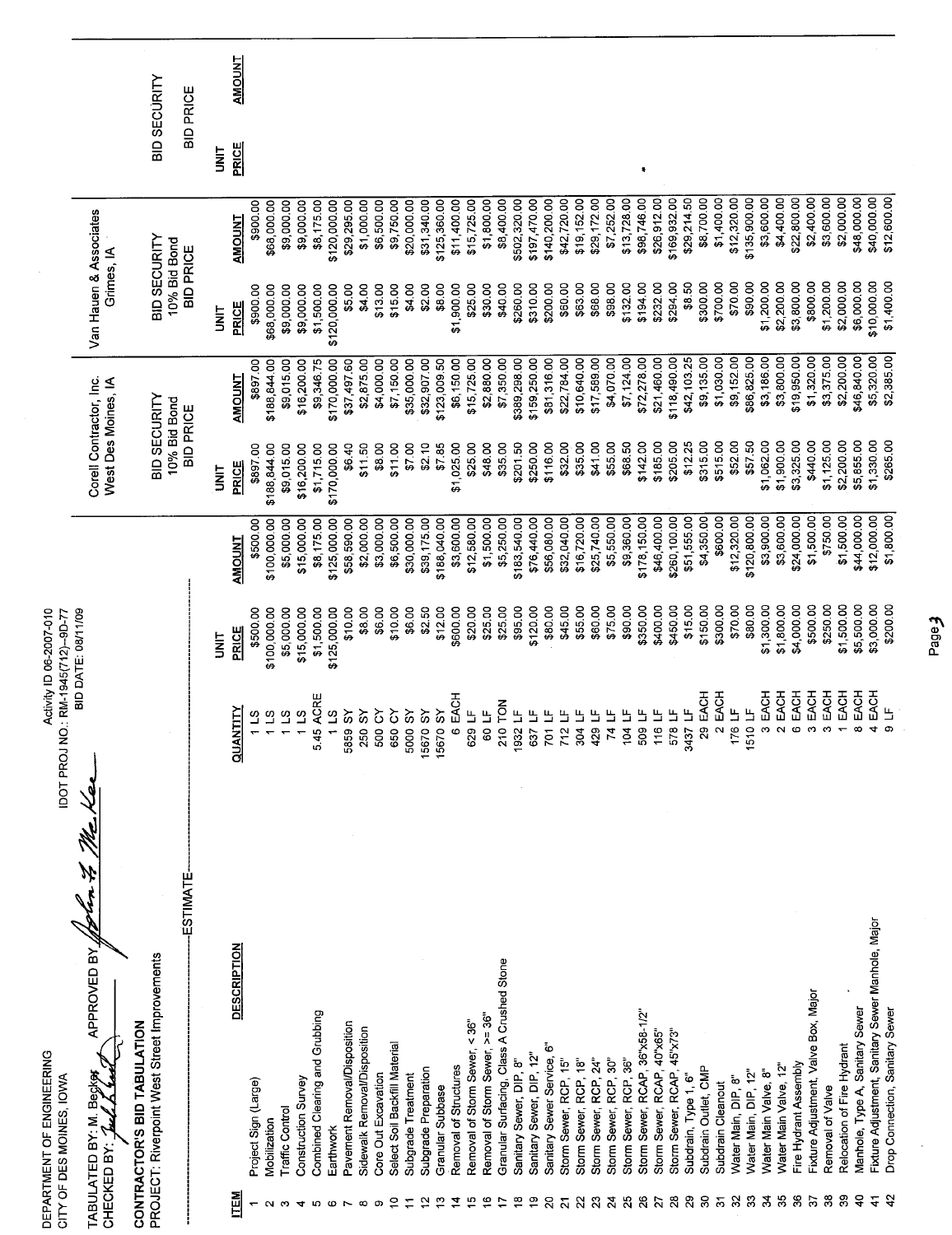DEPARTMENT OF ENGINEERING
CITY OF DES MOINES, IOWA

Activity ID 06-2007-010
IDOT PROJ NO.: RM-1945(712)--9D-77
BID DATE: 08/11/09

TABULATED BY: M. Becker APPROVED BY: John F. McKee
CHECKED BY: [signature]

## CONTRACTOR'S BID TABULATION
PROJECT: Riverpoint West Street Improvements

| | | | ESTIMATE | | Corell Contractor, Inc. West Des Moines, IA | | Van Hauen & Associates Grimes, IA | | | |
|---|---|---|---|---|---|---|---|---|---|---|
| | | | | | BID SECURITY 10% Bid Bond BID PRICE | | BID SECURITY 10% Bid Bond BID PRICE | | BID SECURITY BID PRICE | |
| ITEM | DESCRIPTION | QUANTITY | UNIT PRICE | AMOUNT | UNIT PRICE | AMOUNT | UNIT PRICE | AMOUNT | UNIT PRICE | AMOUNT |
| 1 | Project Sign (Large) | 1 LS | $500.00 | $500.00 | $897.00 | $897.00 | $900.00 | $900.00 | | |
| 2 | Mobilization | 1 LS | $100,000.00 | $100,000.00 | $188,844.00 | $188,844.00 | $68,000.00 | $68,000.00 | | |
| 3 | Traffic Control | 1 LS | $5,000.00 | $5,000.00 | $9,015.00 | $9,015.00 | $9,000.00 | $9,000.00 | | |
| 4 | Construction Survey | 1 LS | $15,000.00 | $15,000.00 | $16,200.00 | $16,200.00 | $9,000.00 | $9,000.00 | | |
| 5 | Combined Clearing and Grubbing | 5.45 ACRE | $1,500.00 | $8,175.00 | $1,715.00 | $9,346.75 | $1,500.00 | $8,175.00 | | |
| 6 | Earthwork | 1 LS | $125,000.00 | $125,000.00 | $170,000.00 | $170,000.00 | $120,000.00 | $120,000.00 | | |
| 7 | Pavement Removal/Disposition | 5859 SY | $10.00 | $58,590.00 | $6.40 | $37,497.60 | $5.00 | $29,295.00 | | |
| 8 | Sidewalk Removal/Disposition | 250 SY | $8.00 | $2,000.00 | $11.50 | $2,875.00 | $4.00 | $1,000.00 | | |
| 9 | Core Out Excavation | 500 CY | $6.00 | $3,000.00 | $8.00 | $4,000.00 | $13.00 | $6,500.00 | | |
| 10 | Select Soil Backfill Material | 650 CY | $10.00 | $6,500.00 | $11.00 | $7,150.00 | $15.00 | $9,750.00 | | |
| 11 | Subgrade Treatment | 5000 SY | $6.00 | $30,000.00 | $7.00 | $35,000.00 | $4.00 | $20,000.00 | | |
| 12 | Subgrade Preparation | 15670 SY | $2.50 | $39,175.00 | $2.10 | $32,907.00 | $2.00 | $31,340.00 | | |
| 13 | Granular Subbase | 15670 SY | $12.00 | $188,040.00 | $7.85 | $123,009.50 | $8.00 | $125,360.00 | | |
| 14 | Removal of Structures | 6 EACH | $600.00 | $3,600.00 | $1,025.00 | $6,150.00 | $1,900.00 | $11,400.00 | | |
| 15 | Removal of Storm Sewer, < 36" | 629 LF | $20.00 | $12,580.00 | $25.00 | $15,725.00 | $25.00 | $15,725.00 | | |
| 16 | Removal of Storm Sewer, >= 36" | 60 LF | $25.00 | $1,500.00 | $48.00 | $2,880.00 | $30.00 | $1,800.00 | | |
| 17 | Granular Surfacing, Class A Crushed Stone | 210 TON | $25.00 | $5,250.00 | $35.00 | $7,350.00 | $40.00 | $8,400.00 | | |
| 18 | Sanitary Sewer, DIP, 8" | 1932 LF | $95.00 | $183,540.00 | $201.50 | $389,298.00 | $260.00 | $502,320.00 | | |
| 19 | Sanitary Sewer, DIP, 12" | 637 LF | $120.00 | $76,440.00 | $250.00 | $159,250.00 | $310.00 | $197,470.00 | | |
| 20 | Sanitary Sewer Service, 6" | 701 LF | $80.00 | $56,080.00 | $116.00 | $81,316.00 | $200.00 | $140,200.00 | | |
| 21 | Storm Sewer, RCP, 15" | 712 LF | $45.00 | $32,040.00 | $32.00 | $22,784.00 | $60.00 | $42,720.00 | | |
| 22 | Storm Sewer, RCP, 18" | 304 LF | $55.00 | $16,720.00 | $35.00 | $10,640.00 | $63.00 | $19,152.00 | | |
| 23 | Storm Sewer, RCP, 24" | 429 LF | $60.00 | $25,740.00 | $41.00 | $17,589.00 | $68.00 | $29,172.00 | | |
| 24 | Storm Sewer, RCP, 30" | 74 LF | $75.00 | $5,550.00 | $55.00 | $4,070.00 | $98.00 | $7,252.00 | | |
| 25 | Storm Sewer, RCP, 36" | 104 LF | $90.00 | $9,360.00 | $68.50 | $7,124.00 | $132.00 | $13,728.00 | | |
| 26 | Storm Sewer, RCAP, 36"x58-1/2" | 509 LF | $350.00 | $178,150.00 | $142.00 | $72,278.00 | $194.00 | $98,746.00 | | |
| 27 | Storm Sewer, RCAP, 40"x65" | 116 LF | $400.00 | $46,400.00 | $185.00 | $21,460.00 | $232.00 | $26,912.00 | | |
| 28 | Storm Sewer, RCAP, 45"x73" | 578 LF | $450.00 | $260,100.00 | $205.00 | $118,490.00 | $294.00 | $169,932.00 | | |
| 29 | Subdrain, Type 1, 6" | 3437 LF | $15.00 | $51,555.00 | $12.25 | $42,103.25 | $8.50 | $29,214.50 | | |
| 30 | Subdrain Outlet, CMP | 29 EACH | $150.00 | $4,350.00 | $315.00 | $9,135.00 | $300.00 | $8,700.00 | | |
| 31 | Subdrain Cleanout | 2 EACH | $300.00 | $600.00 | $515.00 | $1,030.00 | $700.00 | $1,400.00 | | |
| 32 | Water Main, DIP, 8" | 176 LF | $70.00 | $12,320.00 | $52.00 | $9,152.00 | $70.00 | $12,320.00 | | |
| 33 | Water Main, DIP, 12" | 1510 LF | $80.00 | $120,800.00 | $57.50 | $86,825.00 | $90.00 | $135,900.00 | | |
| 34 | Water Main Valve, 8" | 3 EACH | $1,300.00 | $3,900.00 | $1,062.00 | $3,186.00 | $1,200.00 | $3,600.00 | | |
| 35 | Water Main Valve, 12" | 2 EACH | $1,800.00 | $3,600.00 | $1,900.00 | $3,800.00 | $2,200.00 | $4,400.00 | | |
| 36 | Fire Hydrant Assembly | 6 EACH | $4,000.00 | $24,000.00 | $3,325.00 | $19,950.00 | $3,800.00 | $22,800.00 | | |
| 37 | Fixture Adjustment, Valve Box, Major | 3 EACH | $500.00 | $1,500.00 | $440.00 | $1,320.00 | $800.00 | $2,400.00 | | |
| 38 | Removal of Valve | 3 EACH | $250.00 | $750.00 | $1,125.00 | $3,375.00 | $1,200.00 | $3,600.00 | | |
| 39 | Relocation of Fire Hydrant | 1 EACH | $1,500.00 | $1,500.00 | $2,200.00 | $2,200.00 | $2,000.00 | $2,000.00 | | |
| 40 | Manhole, Type A, Sanitary Sewer | 8 EACH | $5,500.00 | $44,000.00 | $5,855.00 | $46,840.00 | $6,000.00 | $48,000.00 | | |
| 41 | Fixture Adjustment, Sanitary Sewer Manhole, Major | 4 EACH | $3,000.00 | $12,000.00 | $1,330.00 | $5,320.00 | $10,000.00 | $40,000.00 | | |
| 42 | Drop Connection, Sanitary Sewer | 9 LF | $200.00 | $1,800.00 | $265.00 | $2,385.00 | $1,400.00 | $12,600.00 | | |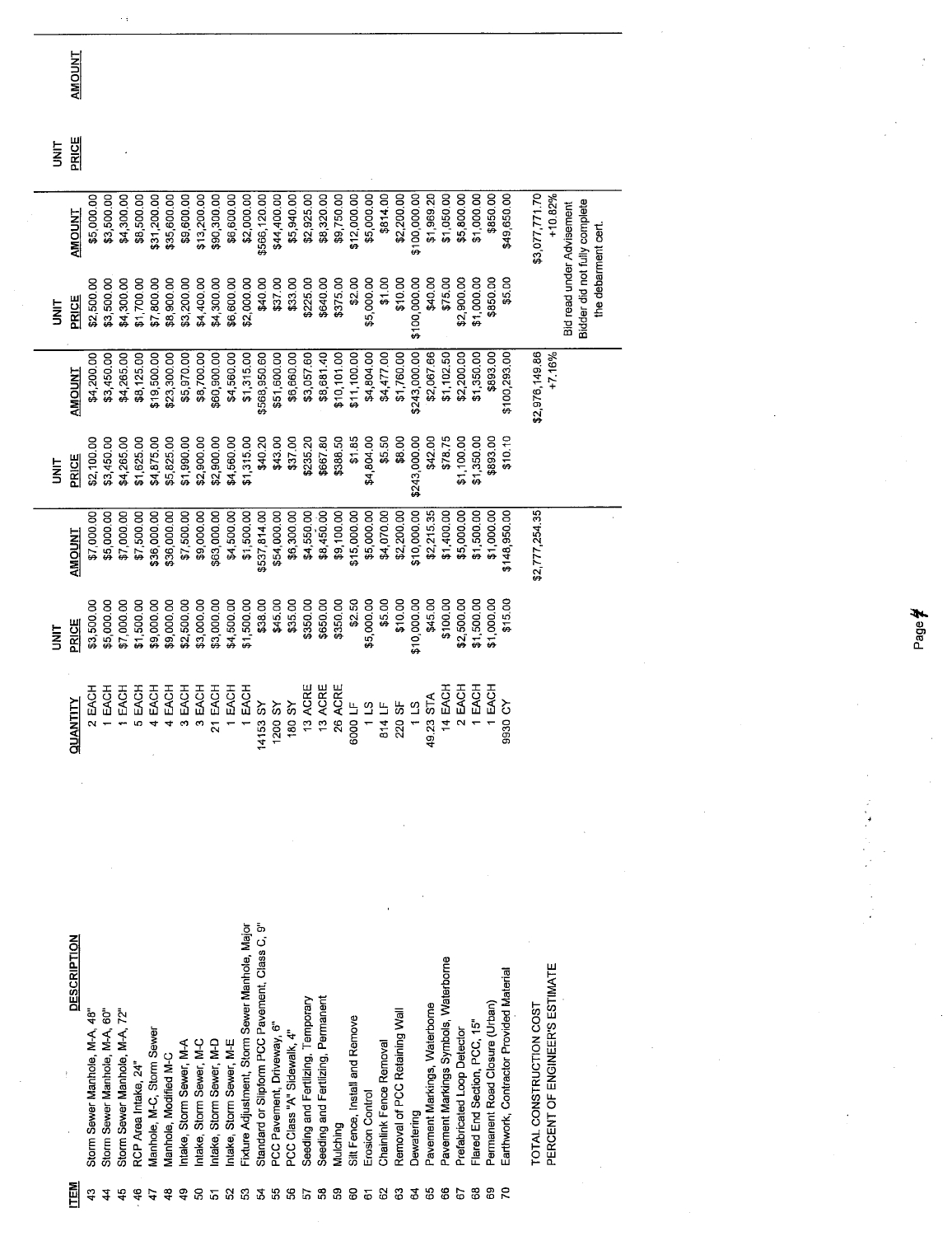| ITEM | DESCRIPTION | QUANTITY | UNIT PRICE | AMOUNT | UNIT PRICE | AMOUNT | UNIT PRICE | AMOUNT | UNIT PRICE | AMOUNT |
|---|---|---|---|---|---|---|---|---|---|---|
| 43 | Storm Sewer Manhole, M-A, 48" | 2 EACH | $3,500.00 | $7,000.00 | $2,100.00 | $4,200.00 | $2,500.00 | $5,000.00 | | |
| 44 | Storm Sewer Manhole, M-A, 60" | 1 EACH | $5,000.00 | $5,000.00 | $3,450.00 | $3,450.00 | $3,500.00 | $3,500.00 | | |
| 45 | Storm Sewer Manhole, M-A, 72" | 1 EACH | $7,000.00 | $7,000.00 | $4,265.00 | $4,265.00 | $4,300.00 | $4,300.00 | | |
| 46 | RCP Area Intake, 24" | 5 EACH | $1,500.00 | $7,500.00 | $1,625.00 | $8,125.00 | $1,700.00 | $8,500.00 | | |
| 47 | Manhole, M-C, Storm Sewer | 4 EACH | $9,000.00 | $36,000.00 | $4,875.00 | $19,500.00 | $7,800.00 | $31,200.00 | | |
| 48 | Manhole, Modified M-C | 4 EACH | $9,000.00 | $36,000.00 | $5,825.00 | $23,300.00 | $8,900.00 | $35,600.00 | | |
| 49 | Intake, Storm Sewer, M-A | 3 EACH | $2,500.00 | $7,500.00 | $1,990.00 | $5,970.00 | $3,200.00 | $9,600.00 | | |
| 50 | Intake, Storm Sewer, M-C | 3 EACH | $3,000.00 | $9,000.00 | $2,900.00 | $8,700.00 | $4,400.00 | $13,200.00 | | |
| 51 | Intake, Storm Sewer, M-D | 21 EACH | $3,000.00 | $63,000.00 | $2,900.00 | $60,900.00 | $4,300.00 | $90,300.00 | | |
| 52 | Intake, Storm Sewer, M-E | 1 EACH | $4,500.00 | $4,500.00 | $4,560.00 | $4,560.00 | $6,600.00 | $6,600.00 | | |
| 53 | Fixture Adjustment, Storm Sewer Manhole, Major | 1 EACH | $1,500.00 | $1,500.00 | $1,315.00 | $1,315.00 | $2,000.00 | $2,000.00 | | |
| 54 | Standard or Slipform PCC Pavement, Class C, 9" | 14153 SY | $38.00 | $537,814.00 | $40.20 | $568,950.60 | $40.00 | $566,120.00 | | |
| 55 | PCC Pavement, Driveway, 6" | 1200 SY | $45.00 | $54,000.00 | $43.00 | $51,600.00 | $37.00 | $44,400.00 | | |
| 56 | PCC Class "A" Sidewalk, 4" | 180 SY | $35.00 | $6,300.00 | $37.00 | $6,660.00 | $33.00 | $5,940.00 | | |
| 57 | Seeding and Fertilizing, Temporary | 13 ACRE | $350.00 | $4,550.00 | $235.20 | $3,057.60 | $225.00 | $2,925.00 | | |
| 58 | Seeding and Fertilizing, Permanent | 13 ACRE | $650.00 | $8,450.00 | $667.80 | $8,681.40 | $640.00 | $8,320.00 | | |
| 59 | Mulching | 26 ACRE | $350.00 | $9,100.00 | $388.50 | $10,101.00 | $375.00 | $9,750.00 | | |
| 60 | Silt Fence, Install and Remove | 6000 LF | $2.50 | $15,000.00 | $1.85 | $11,100.00 | $2.00 | $12,000.00 | | |
| 61 | Erosion Control | 1 LS | $5,000.00 | $5,000.00 | $4,804.00 | $4,804.00 | $5,000.00 | $5,000.00 | | |
| 62 | Chainlink Fence Removal | 814 LF | $5.00 | $4,070.00 | $5.50 | $4,477.00 | $1.00 | $814.00 | | |
| 63 | Removal of PCC Retaining Wall | 220 SF | $10.00 | $2,200.00 | $8.00 | $1,760.00 | $10.00 | $2,200.00 | | |
| 64 | Dewatering | 1 LS | $10,000.00 | $10,000.00 | $243,000.00 | $243,000.00 | $100,000.00 | $100,000.00 | | |
| 65 | Pavement Markings, Waterborne | 49.23 STA | $45.00 | $2,215.35 | $42.00 | $2,067.66 | $40.00 | $1,969.20 | | |
| 66 | Pavement Markings Symbols, Waterborne | 14 EACH | $100.00 | $1,400.00 | $78.75 | $1,102.50 | $75.00 | $1,050.00 | | |
| 67 | Prefabricated Loop Detector | 2 EACH | $2,500.00 | $5,000.00 | $1,100.00 | $2,200.00 | $2,900.00 | $5,800.00 | | |
| 68 | Flared End Section, PCC, 15" | 1 EACH | $1,500.00 | $1,500.00 | $1,350.00 | $1,350.00 | $1,000.00 | $1,000.00 | | |
| 69 | Permanent Road Closure (Urban) | 1 EACH | $1,000.00 | $1,000.00 | $893.00 | $893.00 | $850.00 | $850.00 | | |
| 70 | Earthwork, Contractor Provided Material | 9930 CY | $15.00 | $148,950.00 | $10.10 | $100,293.00 | $5.00 | $49,650.00 | | |
| | TOTAL CONSTRUCTION COST | | | $2,777,254.35 | | $2,976,149.86 | | $3,077,771.70 | | |
| | PERCENT OF ENGINEER'S ESTIMATE | | | | | +7.16% | | +10.82% | | |

Bid read under Advisement
Bidder did not fully complete the debarment cert.